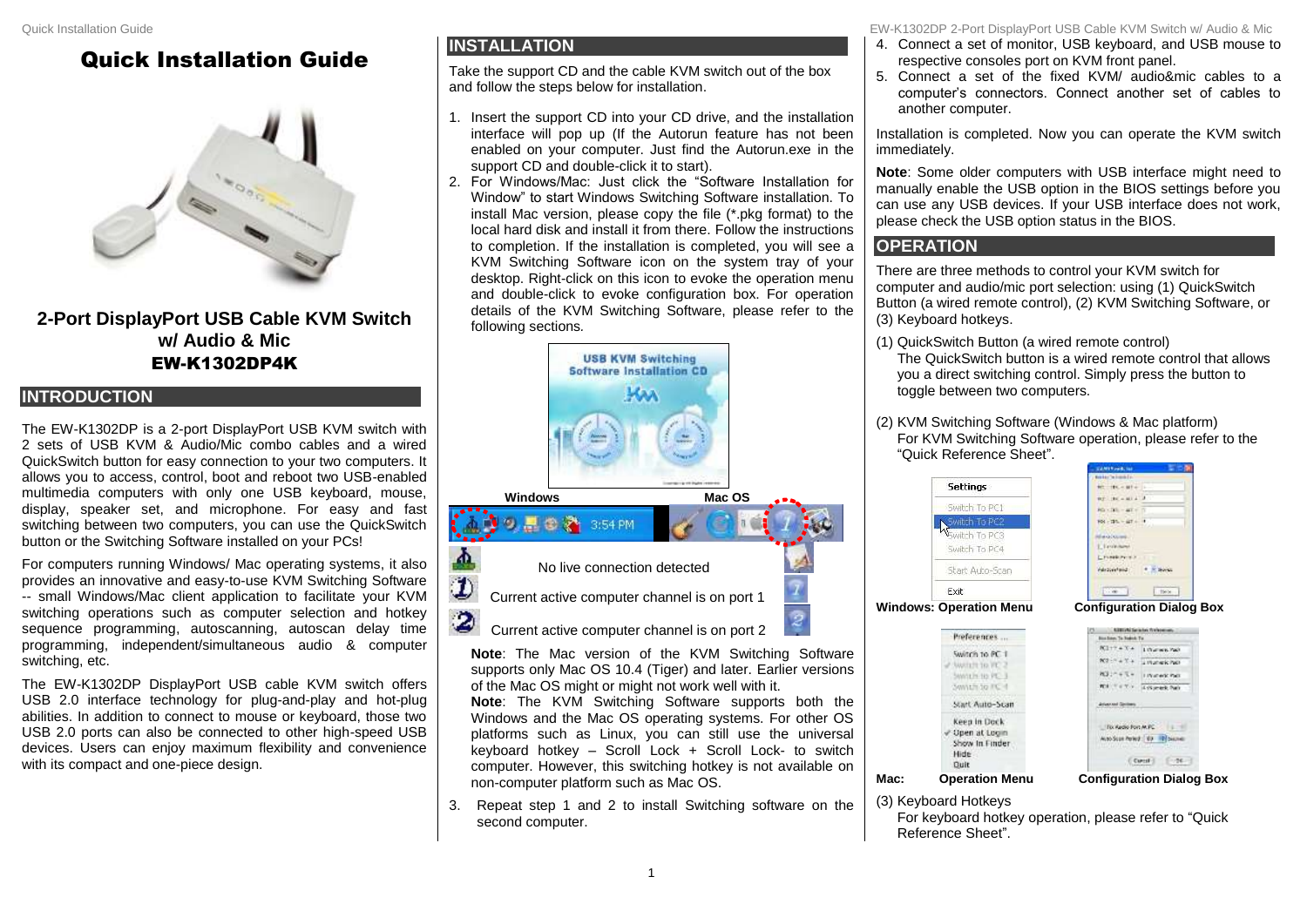# Quick Installation Guide

## 2-Port DisplayPort USB Cable KVM Switch w/ Audio & Mic

## EW-K1302DP4K

## INTRODUCTION

The EW-K1302DP is a 2-port DisplayPort USB KVM switch with 2 sets of USB KVM & Audio/Mic combo cables and a wired QuickSwitch button for easy connection to your two computers. It allows you to access, control, boot and reboot two USB-enabled multimedia computers with only one USB keyboard, mouse, display, speaker set, and microphone. For easy and fast switching between two computers, you can use the QuickSwitch button or the Switching Software installed on your PCs!

For computers running Windows/ Mac operating systems, it also provides an innovative and easy-to-use KVM Switching Software -- small Windows/Mac client application to facilitate your KVM switching operations such as computer selection and hotkey sequence programming, autoscanning, autoscan delay time programming, independent/simultaneous audio & computer switching, etc.

The EW-K1302DP DisplayPort USB cable KVM switch offers USB 2.0 interface technology for plug-and-play and hot-plug abilities. In addition to connect to mouse or keyboard, those two USB 2.0 ports can also be connected to other high-speed USB devices. Users can enjoy maximum flexibility and convenience with its compact and one-piece design.

## INSTALLATION

Take the support CD and the cable KVM switch out of the box and follow the steps below for installation.

1. Insert the support CD into your CD drive, and the installation interface will pop up (If the Autorun feature has not been enabled on your computer. Just find the Autorun.exe in the support CD and double-click it to start).
2. For Windows/Mac: Just click the "Software Installation for Window" to start Windows Switching Software installation. To install Mac version, please copy the file (*.pkg format) to the local hard disk and install it from there. Follow the instructions to completion. If the installation is completed, you will see a KVM Switching Software icon on the system tray of your desktop. Right-click on this icon to evoke the operation menu and double-click to evoke configuration box. For operation details of the KVM Switching Software, please refer to the following sections.

Windows | Mac OS

No live connection detected

Current active computer channel is on port 1

Current active computer channel is on port 2

**Note**: The Mac version of the KVM Switching Software supports only Mac OS 10.4 (Tiger) and later. Earlier versions of the Mac OS might or might not work well with it.
**Note**: The KVM Switching Software supports both the Windows and the Mac OS operating systems. For other OS platforms such as Linux, you can still use the universal keyboard hotkey – Scroll Lock + Scroll Lock- to switch computer. However, this switching hotkey is not available on non-computer platform such as Mac OS.

3. Repeat step 1 and 2 to install Switching software on the second computer.
4. Connect a set of monitor, USB keyboard, and USB mouse to respective consoles port on KVM front panel.
5. Connect a set of the fixed KVM/ audio&mic cables to a computer's connectors. Connect another set of cables to another computer.

Installation is completed. Now you can operate the KVM switch immediately.

**Note**: Some older computers with USB interface might need to manually enable the USB option in the BIOS settings before you can use any USB devices. If your USB interface does not work, please check the USB option status in the BIOS.

## OPERATION

There are three methods to control your KVM switch for computer and audio/mic port selection: using (1) QuickSwitch Button (a wired remote control), (2) KVM Switching Software, or (3) Keyboard hotkeys.

(1) QuickSwitch Button (a wired remote control)
The QuickSwitch button is a wired remote control that allows you a direct switching control. Simply press the button to toggle between two computers.

(2) KVM Switching Software (Windows & Mac platform)
For KVM Switching Software operation, please refer to the "Quick Reference Sheet".

**Windows: Operation Menu** **Configuration Dialog Box**

**Mac: Operation Menu** **Configuration Dialog Box**

(3) Keyboard Hotkeys
For keyboard hotkey operation, please refer to "Quick Reference Sheet".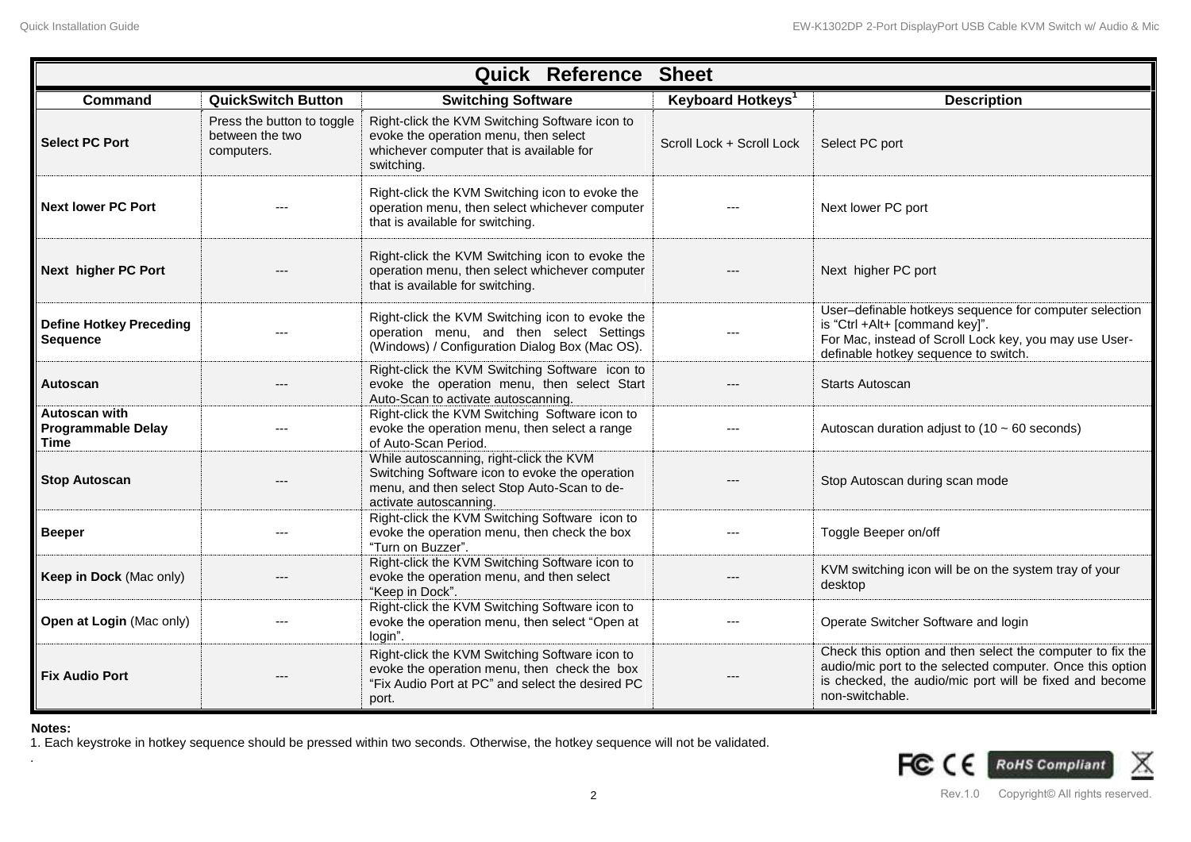## Quick Reference Sheet

| Command | QuickSwitch Button | Switching Software | Keyboard Hotkeys[1] | Description |
|---|---|---|---|---|
| **Select PC Port** | Press the button to toggle between the two computers. | Right-click the KVM Switching Software icon to evoke the operation menu, then select whichever computer that is available for switching. | Scroll Lock + Scroll Lock | Select PC port |
| **Next lower PC Port** | --- | Right-click the KVM Switching icon to evoke the operation menu, then select whichever computer that is available for switching. | --- | Next lower PC port |
| **Next higher PC Port** | --- | Right-click the KVM Switching icon to evoke the operation menu, then select whichever computer that is available for switching. | --- | Next higher PC port |
| **Define Hotkey Preceding Sequence** | --- | Right-click the KVM Switching icon to evoke the operation menu, and then select Settings (Windows) / Configuration Dialog Box (Mac OS). | --- | User–definable hotkeys sequence for computer selection is "Ctrl +Alt+ [command key]". For Mac, instead of Scroll Lock key, you may use User-definable hotkey sequence to switch. |
| **Autoscan** | --- | Right-click the KVM Switching Software icon to evoke the operation menu, then select Start Auto-Scan to activate autoscanning. | --- | Starts Autoscan |
| **Autoscan with Programmable Delay Time** | --- | Right-click the KVM Switching Software icon to evoke the operation menu, then select a range of Auto-Scan Period. | --- | Autoscan duration adjust to (10 ~ 60 seconds) |
| **Stop Autoscan** | --- | While autoscanning, right-click the KVM Switching Software icon to evoke the operation menu, and then select Stop Auto-Scan to de-activate autoscanning. | --- | Stop Autoscan during scan mode |
| **Beeper** | --- | Right-click the KVM Switching Software icon to evoke the operation menu, then check the box "Turn on Buzzer". | --- | Toggle Beeper on/off |
| **Keep in Dock** (Mac only) | --- | Right-click the KVM Switching Software icon to evoke the operation menu, and then select "Keep in Dock". | --- | KVM switching icon will be on the system tray of your desktop |
| **Open at Login** (Mac only) | --- | Right-click the KVM Switching Software icon to evoke the operation menu, then select "Open at login". | --- | Operate Switcher Software and login |
| **Fix Audio Port** | --- | Right-click the KVM Switching Software icon to evoke the operation menu, then check the box "Fix Audio Port at PC" and select the desired PC port. | --- | Check this option and then select the computer to fix the audio/mic port to the selected computer. Once this option is checked, the audio/mic port will be fixed and become non-switchable. |

**Notes:**

1. Each keystroke in hotkey sequence should be pressed within two seconds. Otherwise, the hotkey sequence will not be validated.

FC CE RoHS Compliant

Rev.1.0 Copyright© All rights reserved.